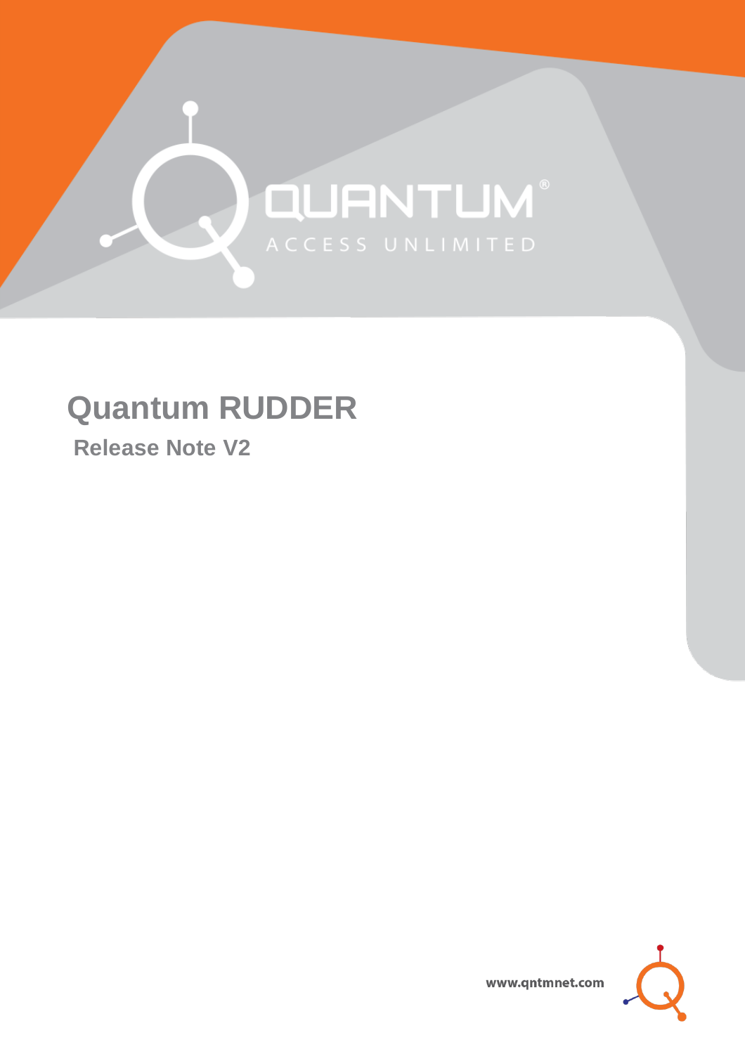QUANTUM®

ACCESS UNLIMITED

# Quantum RUDDER

## Release Note V2

www.qntmnet.com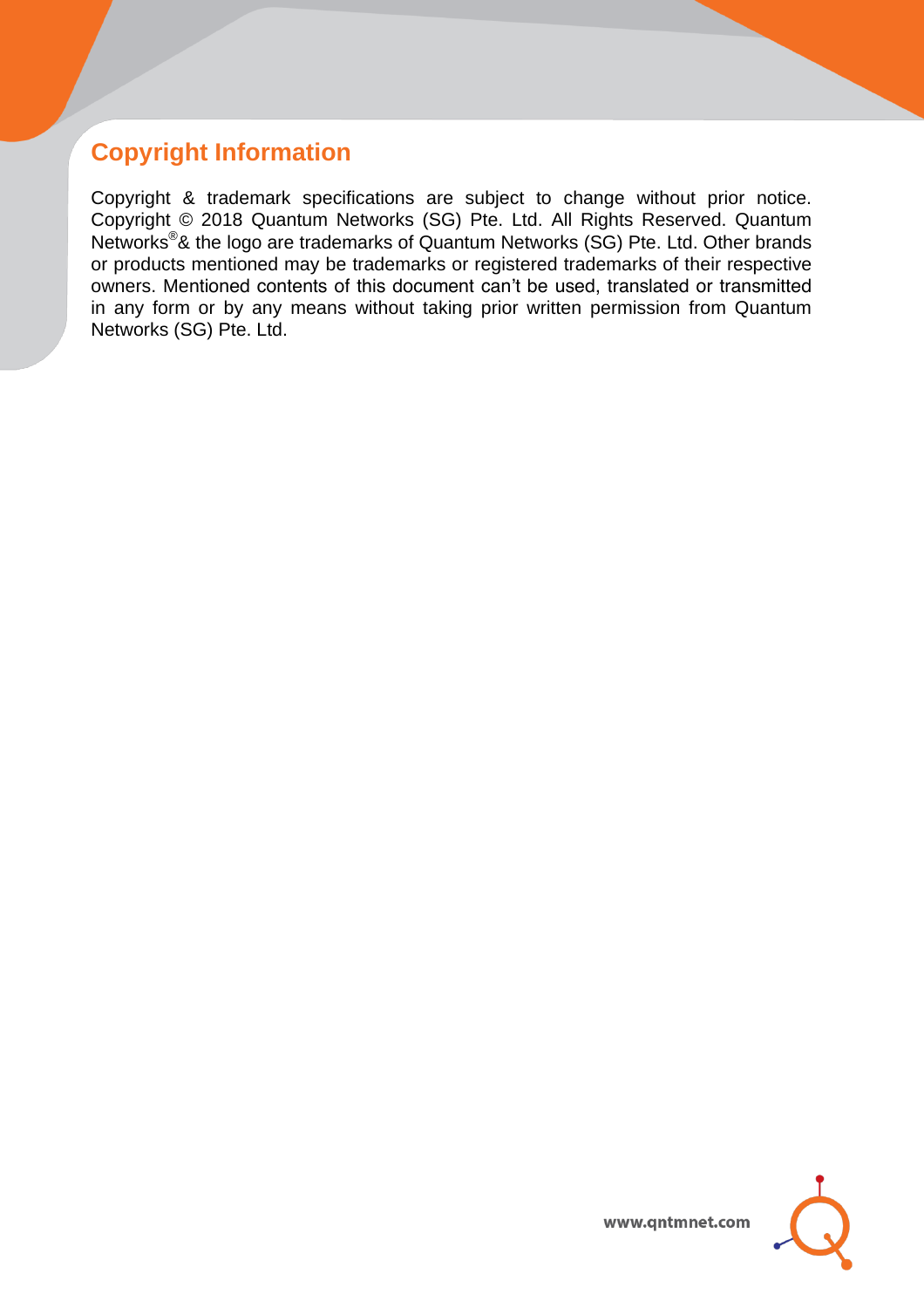## Copyright Information

Copyright & trademark specifications are subject to change without prior notice. Copyright © 2018 Quantum Networks (SG) Pte. Ltd. All Rights Reserved. Quantum Networks® & the logo are trademarks of Quantum Networks (SG) Pte. Ltd. Other brands or products mentioned may be trademarks or registered trademarks of their respective owners. Mentioned contents of this document can't be used, translated or transmitted in any form or by any means without taking prior written permission from Quantum Networks (SG) Pte. Ltd.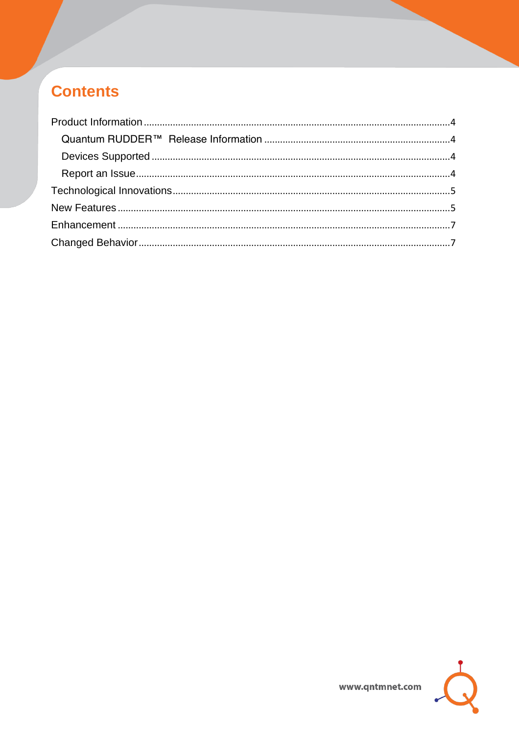# Contents

Product Information ... 4

- Quantum RUDDER™ Release Information ... 4
- Devices Supported ... 4
- Report an Issue ... 4

Technological Innovations ... 5

New Features ... 5

Enhancement ... 7

Changed Behavior ... 7

www.qntmnet.com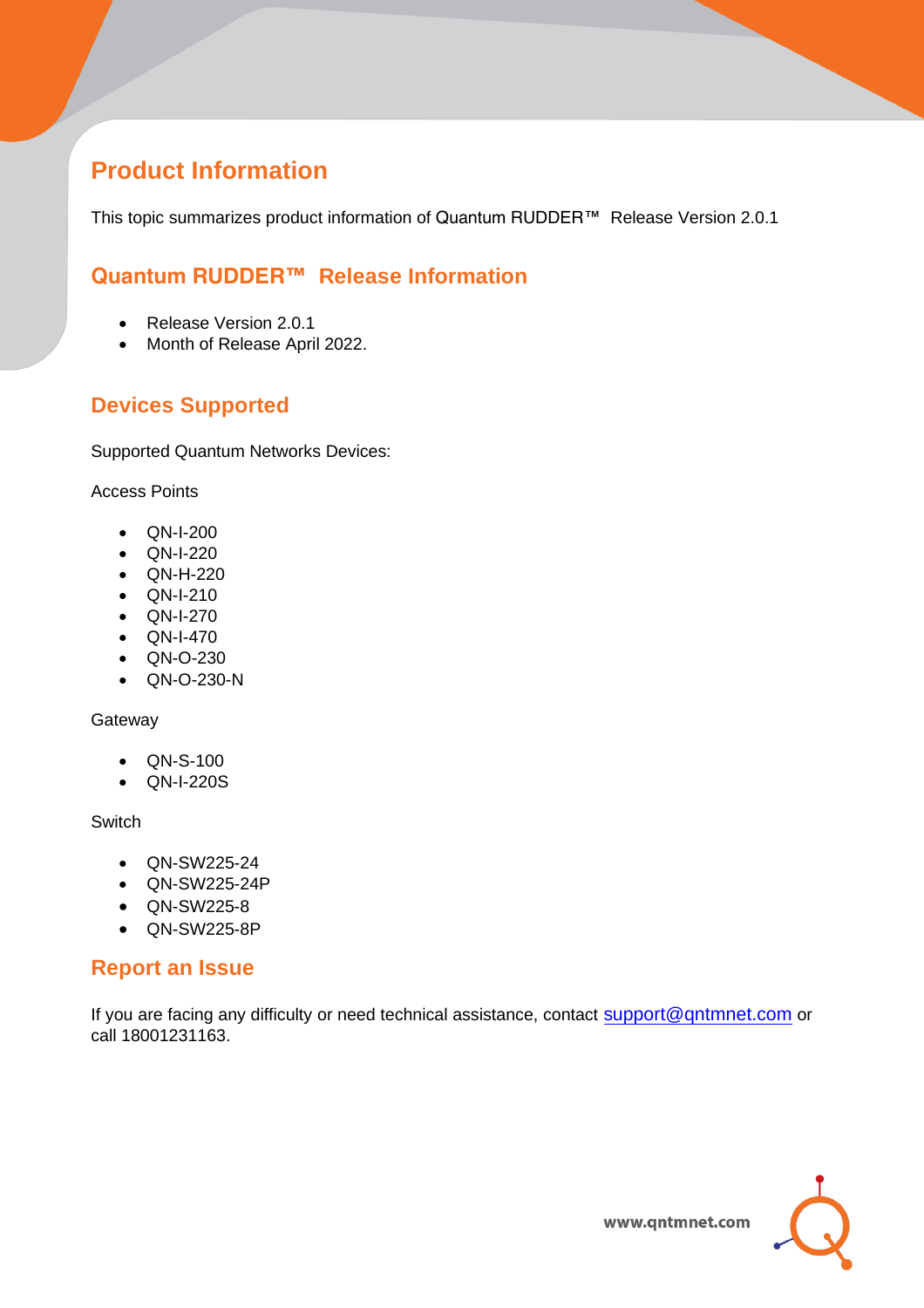# Product Information

This topic summarizes product information of Quantum RUDDER™ Release Version 2.0.1

## Quantum RUDDER™ Release Information

- Release Version 2.0.1
- Month of Release April 2022.

## Devices Supported

Supported Quantum Networks Devices:

Access Points

- QN-I-200
- QN-I-220
- QN-H-220
- QN-I-210
- QN-I-270
- QN-I-470
- QN-O-230
- QN-O-230-N

Gateway

- QN-S-100
- QN-I-220S

Switch

- QN-SW225-24
- QN-SW225-24P
- QN-SW225-8
- QN-SW225-8P

## Report an Issue

If you are facing any difficulty or need technical assistance, contact support@qntmnet.com or call 18001231163.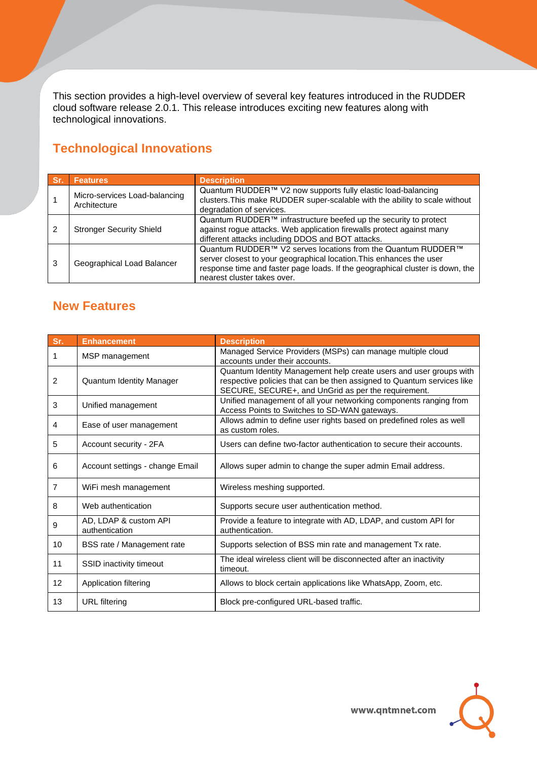This section provides a high-level overview of several key features introduced in the RUDDER cloud software release 2.0.1. This release introduces exciting new features along with technological innovations.

## Technological Innovations

| Sr. | Features | Description |
|---|---|---|
| 1 | Micro-services Load-balancing Architecture | Quantum RUDDER™ V2 now supports fully elastic load-balancing clusters.This make RUDDER super-scalable with the ability to scale without degradation of services. |
| 2 | Stronger Security Shield | Quantum RUDDER™ infrastructure beefed up the security to protect against rogue attacks. Web application firewalls protect against many different attacks including DDOS and BOT attacks. |
| 3 | Geographical Load Balancer | Quantum RUDDER™ V2 serves locations from the Quantum RUDDER™ server closest to your geographical location.This enhances the user response time and faster page loads. If the geographical cluster is down, the nearest cluster takes over. |

## New Features

| Sr. | Enhancement | Description |
|---|---|---|
| 1 | MSP management | Managed Service Providers (MSPs) can manage multiple cloud accounts under their accounts. |
| 2 | Quantum Identity Manager | Quantum Identity Management help create users and user groups with respective policies that can be then assigned to Quantum services like SECURE, SECURE+, and UnGrid as per the requirement. |
| 3 | Unified management | Unified management of all your networking components ranging from Access Points to Switches to SD-WAN gateways. |
| 4 | Ease of user management | Allows admin to define user rights based on predefined roles as well as custom roles. |
| 5 | Account security - 2FA | Users can define two-factor authentication to secure their accounts. |
| 6 | Account settings - change Email | Allows super admin to change the super admin Email address. |
| 7 | WiFi mesh management | Wireless meshing supported. |
| 8 | Web authentication | Supports secure user authentication method. |
| 9 | AD, LDAP & custom API authentication | Provide a feature to integrate with AD, LDAP, and custom API for authentication. |
| 10 | BSS rate / Management rate | Supports selection of BSS min rate and management Tx rate. |
| 11 | SSID inactivity timeout | The ideal wireless client will be disconnected after an inactivity timeout. |
| 12 | Application filtering | Allows to block certain applications like WhatsApp, Zoom, etc. |
| 13 | URL filtering | Block pre-configured URL-based traffic. |

www.qntmnet.com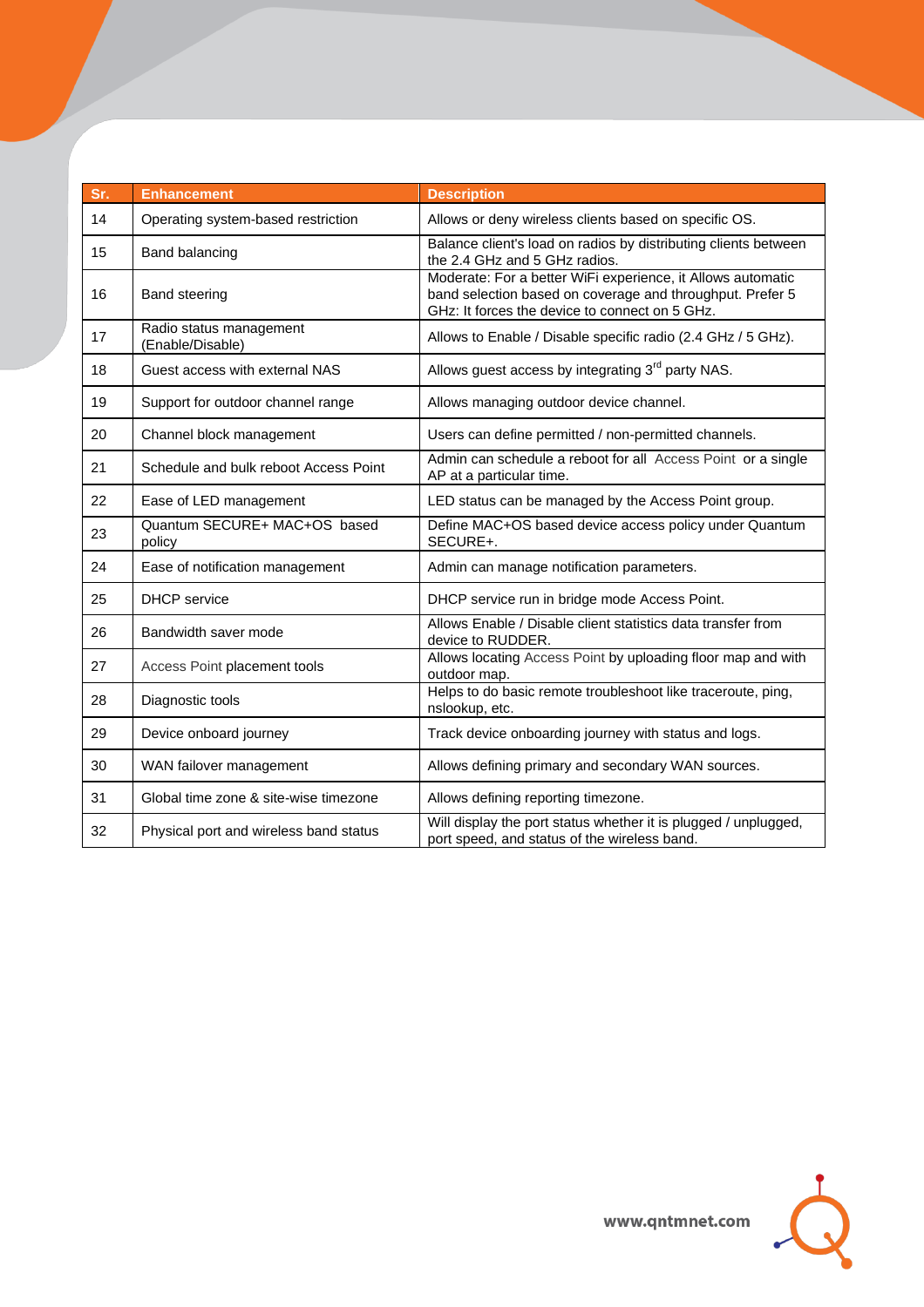| Sr. | Enhancement | Description |
|---|---|---|
| 14 | Operating system-based restriction | Allows or deny wireless clients based on specific OS. |
| 15 | Band balancing | Balance client's load on radios by distributing clients between the 2.4 GHz and 5 GHz radios. |
| 16 | Band steering | Moderate: For a better WiFi experience, it Allows automatic band selection based on coverage and throughput. Prefer 5 GHz: It forces the device to connect on 5 GHz. |
| 17 | Radio status management (Enable/Disable) | Allows to Enable / Disable specific radio (2.4 GHz / 5 GHz). |
| 18 | Guest access with external NAS | Allows guest access by integrating 3rd party NAS. |
| 19 | Support for outdoor channel range | Allows managing outdoor device channel. |
| 20 | Channel block management | Users can define permitted / non-permitted channels. |
| 21 | Schedule and bulk reboot Access Point | Admin can schedule a reboot for all Access Point or a single AP at a particular time. |
| 22 | Ease of LED management | LED status can be managed by the Access Point group. |
| 23 | Quantum SECURE+ MAC+OS based policy | Define MAC+OS based device access policy under Quantum SECURE+. |
| 24 | Ease of notification management | Admin can manage notification parameters. |
| 25 | DHCP service | DHCP service run in bridge mode Access Point. |
| 26 | Bandwidth saver mode | Allows Enable / Disable client statistics data transfer from device to RUDDER. |
| 27 | Access Point placement tools | Allows locating Access Point by uploading floor map and with outdoor map. |
| 28 | Diagnostic tools | Helps to do basic remote troubleshoot like traceroute, ping, nslookup, etc. |
| 29 | Device onboard journey | Track device onboarding journey with status and logs. |
| 30 | WAN failover management | Allows defining primary and secondary WAN sources. |
| 31 | Global time zone & site-wise timezone | Allows defining reporting timezone. |
| 32 | Physical port and wireless band status | Will display the port status whether it is plugged / unplugged, port speed, and status of the wireless band. |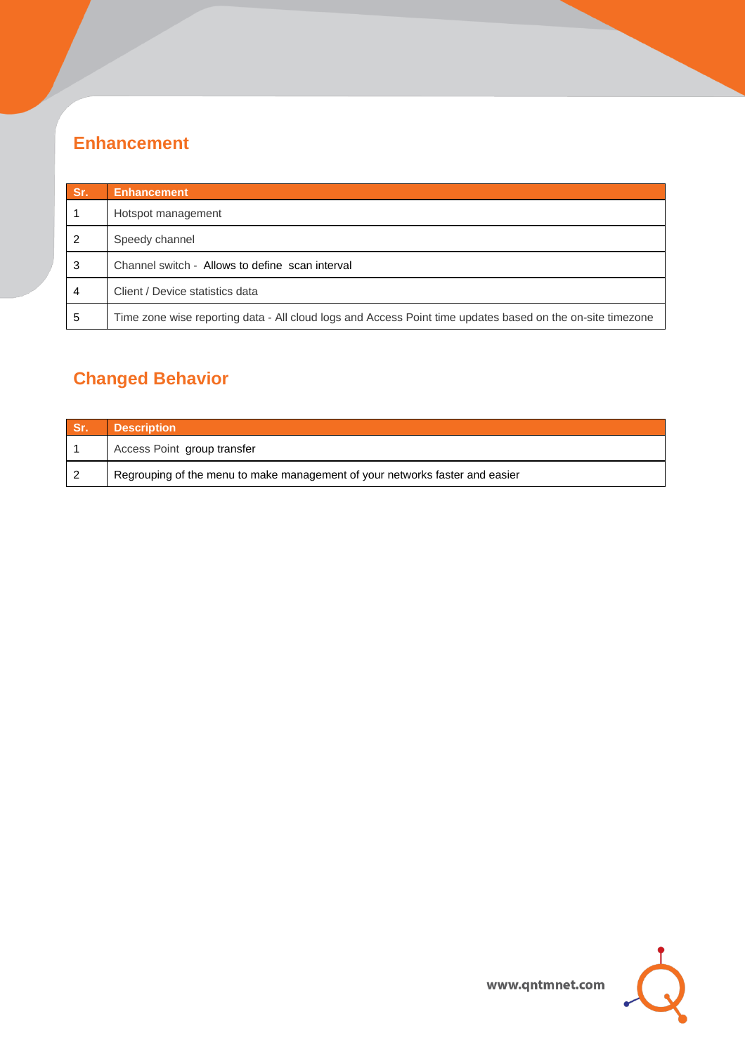## Enhancement

| Sr. | Enhancement |
|---|---|
| 1 | Hotspot management |
| 2 | Speedy channel |
| 3 | Channel switch - Allows to define scan interval |
| 4 | Client / Device statistics data |
| 5 | Time zone wise reporting data - All cloud logs and Access Point time updates based on the on-site timezone |

## Changed Behavior

| Sr. | Description |
|---|---|
| 1 | Access Point group transfer |
| 2 | Regrouping of the menu to make management of your networks faster and easier |

www.qntmnet.com